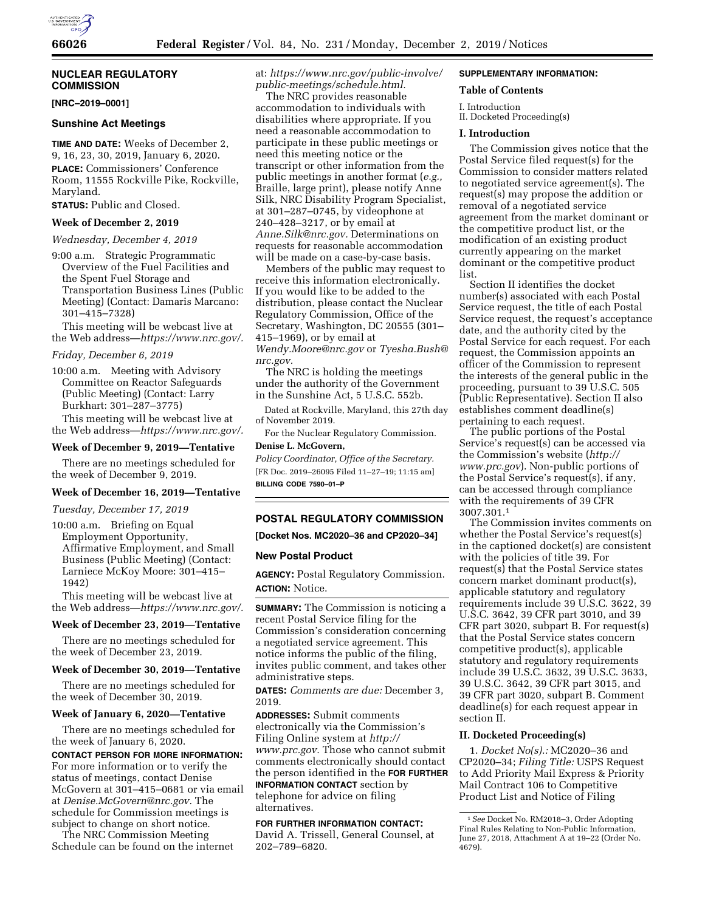## NUCLEAR REGULATORY COMMISSION

**[NRC–2019–0001]**

### Sunshine Act Meetings

**TIME AND DATE:** Weeks of December 2, 9, 16, 23, 30, 2019, January 6, 2020.

**PLACE:** Commissioners' Conference Room, 11555 Rockville Pike, Rockville, Maryland.

**STATUS:** Public and Closed.

#### Week of December 2, 2019

*Wednesday, December 4, 2019*

9:00 a.m. Strategic Programmatic Overview of the Fuel Facilities and the Spent Fuel Storage and Transportation Business Lines (Public Meeting) (Contact: Damaris Marcano: 301–415–7328)

This meeting will be webcast live at the Web address—*https://www.nrc.gov/.*

*Friday, December 6, 2019*

10:00 a.m. Meeting with Advisory Committee on Reactor Safeguards (Public Meeting) (Contact: Larry Burkhart: 301–287–3775)

This meeting will be webcast live at the Web address—*https://www.nrc.gov/.*

#### Week of December 9, 2019—Tentative

There are no meetings scheduled for the week of December 9, 2019.

#### Week of December 16, 2019—Tentative

*Tuesday, December 17, 2019*

10:00 a.m. Briefing on Equal Employment Opportunity, Affirmative Employment, and Small Business (Public Meeting) (Contact: Larniece McKoy Moore: 301–415–1942)

This meeting will be webcast live at the Web address—*https://www.nrc.gov/.*

#### Week of December 23, 2019—Tentative

There are no meetings scheduled for the week of December 23, 2019.

#### Week of December 30, 2019—Tentative

There are no meetings scheduled for the week of December 30, 2019.

#### Week of January 6, 2020—Tentative

There are no meetings scheduled for the week of January 6, 2020.

**CONTACT PERSON FOR MORE INFORMATION:** For more information or to verify the status of meetings, contact Denise McGovern at 301–415–0681 or via email at *Denise.McGovern@nrc.gov.* The schedule for Commission meetings is subject to change on short notice.

The NRC Commission Meeting Schedule can be found on the internet at: *https://www.nrc.gov/public-involve/public-meetings/schedule.html.*

The NRC provides reasonable accommodation to individuals with disabilities where appropriate. If you need a reasonable accommodation to participate in these public meetings or need this meeting notice or the transcript or other information from the public meetings in another format (*e.g.,* Braille, large print), please notify Anne Silk, NRC Disability Program Specialist, at 301–287–0745, by videophone at 240–428–3217, or by email at *Anne.Silk@nrc.gov.* Determinations on requests for reasonable accommodation will be made on a case-by-case basis.

Members of the public may request to receive this information electronically. If you would like to be added to the distribution, please contact the Nuclear Regulatory Commission, Office of the Secretary, Washington, DC 20555 (301–415–1969), or by email at *Wendy.Moore@nrc.gov* or *Tyesha.Bush@nrc.gov.*

The NRC is holding the meetings under the authority of the Government in the Sunshine Act, 5 U.S.C. 552b.

Dated at Rockville, Maryland, this 27th day of November 2019.

For the Nuclear Regulatory Commission.

**Denise L. McGovern,**

*Policy Coordinator, Office of the Secretary.*

[FR Doc. 2019–26095 Filed 11–27–19; 11:15 am]

**BILLING CODE 7590–01–P**

---

## POSTAL REGULATORY COMMISSION

**[Docket Nos. MC2020–36 and CP2020–34]**

### New Postal Product

**AGENCY:** Postal Regulatory Commission.

**ACTION:** Notice.

**SUMMARY:** The Commission is noticing a recent Postal Service filing for the Commission's consideration concerning a negotiated service agreement. This notice informs the public of the filing, invites public comment, and takes other administrative steps.

**DATES:** *Comments are due:* December 3, 2019.

**ADDRESSES:** Submit comments electronically via the Commission's Filing Online system at *http://www.prc.gov.* Those who cannot submit comments electronically should contact the person identified in the **FOR FURTHER INFORMATION CONTACT** section by telephone for advice on filing alternatives.

**FOR FURTHER INFORMATION CONTACT:** David A. Trissell, General Counsel, at 202–789–6820.

**SUPPLEMENTARY INFORMATION:**

#### Table of Contents

I. Introduction
II. Docketed Proceeding(s)

#### I. Introduction

The Commission gives notice that the Postal Service filed request(s) for the Commission to consider matters related to negotiated service agreement(s). The request(s) may propose the addition or removal of a negotiated service agreement from the market dominant or the competitive product list, or the modification of an existing product currently appearing on the market dominant or the competitive product list.

Section II identifies the docket number(s) associated with each Postal Service request, the title of each Postal Service request, the request's acceptance date, and the authority cited by the Postal Service for each request. For each request, the Commission appoints an officer of the Commission to represent the interests of the general public in the proceeding, pursuant to 39 U.S.C. 505 (Public Representative). Section II also establishes comment deadline(s) pertaining to each request.

The public portions of the Postal Service's request(s) can be accessed via the Commission's website (*http://www.prc.gov*). Non-public portions of the Postal Service's request(s), if any, can be accessed through compliance with the requirements of 39 CFR 3007.301.[1]

The Commission invites comments on whether the Postal Service's request(s) in the captioned docket(s) are consistent with the policies of title 39. For request(s) that the Postal Service states concern market dominant product(s), applicable statutory and regulatory requirements include 39 U.S.C. 3622, 39 U.S.C. 3642, 39 CFR part 3010, and 39 CFR part 3020, subpart B. For request(s) that the Postal Service states concern competitive product(s), applicable statutory and regulatory requirements include 39 U.S.C. 3632, 39 U.S.C. 3633, 39 U.S.C. 3642, 39 CFR part 3015, and 39 CFR part 3020, subpart B. Comment deadline(s) for each request appear in section II.

#### II. Docketed Proceeding(s)

1. *Docket No(s).:* MC2020–36 and CP2020–34; *Filing Title:* USPS Request to Add Priority Mail Express & Priority Mail Contract 106 to Competitive Product List and Notice of Filing

[1] *See* Docket No. RM2018–3, Order Adopting Final Rules Relating to Non-Public Information, June 27, 2018, Attachment A at 19–22 (Order No. 4679).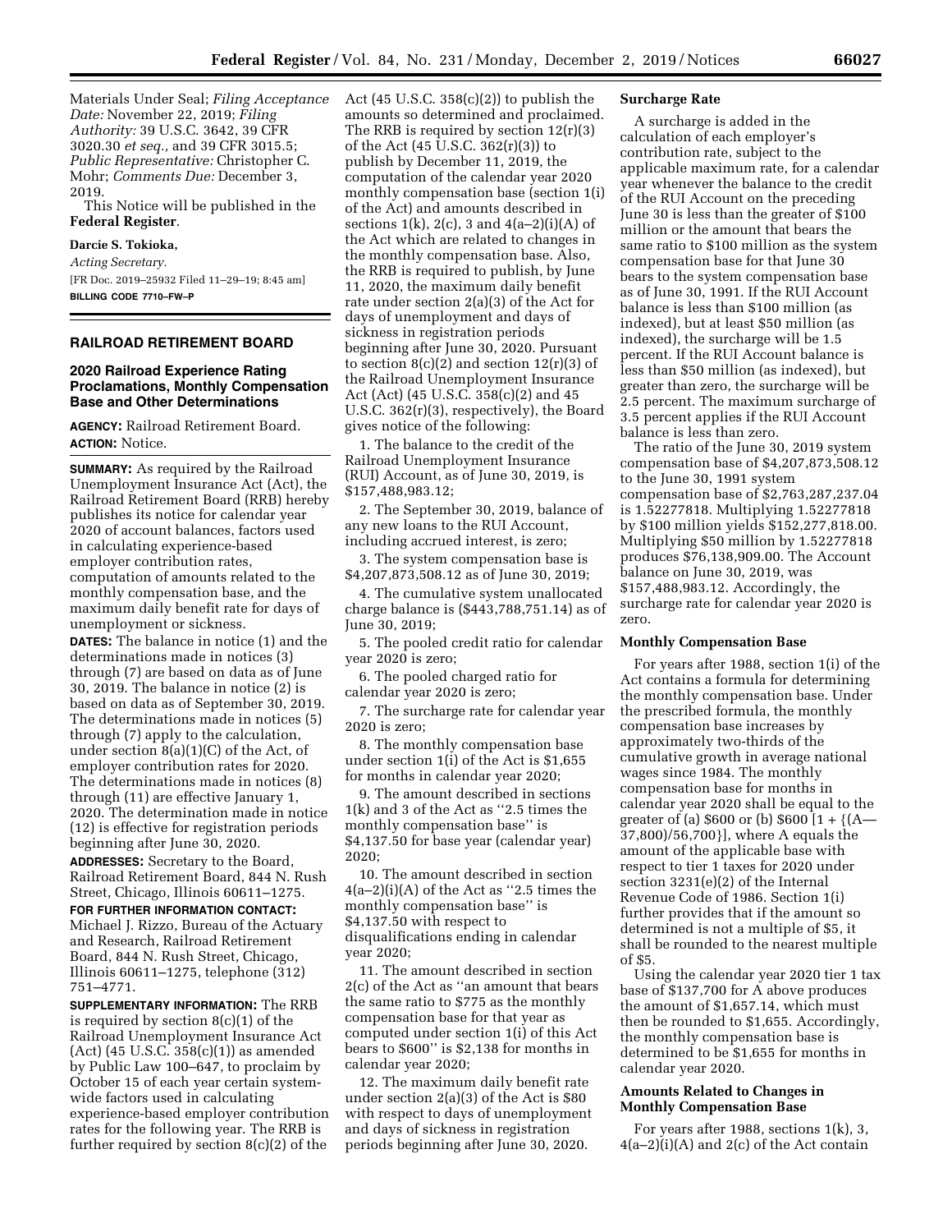Materials Under Seal; *Filing Acceptance Date:* November 22, 2019; *Filing Authority:* 39 U.S.C. 3642, 39 CFR 3020.30 *et seq.,* and 39 CFR 3015.5; *Public Representative:* Christopher C. Mohr; *Comments Due:* December 3, 2019.

This Notice will be published in the **Federal Register**.

**Darcie S. Tokioka,**

*Acting Secretary.*

[FR Doc. 2019–25932 Filed 11–29–19; 8:45 am]

**BILLING CODE 7710–FW–P**

## RAILROAD RETIREMENT BOARD

### 2020 Railroad Experience Rating Proclamations, Monthly Compensation Base and Other Determinations

**AGENCY:** Railroad Retirement Board.

**ACTION:** Notice.

**SUMMARY:** As required by the Railroad Unemployment Insurance Act (Act), the Railroad Retirement Board (RRB) hereby publishes its notice for calendar year 2020 of account balances, factors used in calculating experience-based employer contribution rates, computation of amounts related to the monthly compensation base, and the maximum daily benefit rate for days of unemployment or sickness.

**DATES:** The balance in notice (1) and the determinations made in notices (3) through (7) are based on data as of June 30, 2019. The balance in notice (2) is based on data as of September 30, 2019. The determinations made in notices (5) through (7) apply to the calculation, under section 8(a)(1)(C) of the Act, of employer contribution rates for 2020. The determinations made in notices (8) through (11) are effective January 1, 2020. The determination made in notice (12) is effective for registration periods beginning after June 30, 2020.

**ADDRESSES:** Secretary to the Board, Railroad Retirement Board, 844 N. Rush Street, Chicago, Illinois 60611–1275.

**FOR FURTHER INFORMATION CONTACT:** Michael J. Rizzo, Bureau of the Actuary and Research, Railroad Retirement Board, 844 N. Rush Street, Chicago, Illinois 60611–1275, telephone (312) 751–4771.

**SUPPLEMENTARY INFORMATION:** The RRB is required by section 8(c)(1) of the Railroad Unemployment Insurance Act (Act) (45 U.S.C. 358(c)(1)) as amended by Public Law 100–647, to proclaim by October 15 of each year certain system-wide factors used in calculating experience-based employer contribution rates for the following year. The RRB is further required by section 8(c)(2) of the Act (45 U.S.C. 358(c)(2)) to publish the amounts so determined and proclaimed. The RRB is required by section 12(r)(3) of the Act (45 U.S.C. 362(r)(3)) to publish by December 11, 2019, the computation of the calendar year 2020 monthly compensation base (section 1(i) of the Act) and amounts described in sections 1(k), 2(c), 3 and 4(a–2)(i)(A) of the Act which are related to changes in the monthly compensation base. Also, the RRB is required to publish, by June 11, 2020, the maximum daily benefit rate under section 2(a)(3) of the Act for days of unemployment and days of sickness in registration periods beginning after June 30, 2020. Pursuant to section 8(c)(2) and section 12(r)(3) of the Railroad Unemployment Insurance Act (Act) (45 U.S.C. 358(c)(2) and 45 U.S.C. 362(r)(3), respectively), the Board gives notice of the following:

1. The balance to the credit of the Railroad Unemployment Insurance (RUI) Account, as of June 30, 2019, is $157,488,983.12;

2. The September 30, 2019, balance of any new loans to the RUI Account, including accrued interest, is zero;

3. The system compensation base is $4,207,873,508.12 as of June 30, 2019;

4. The cumulative system unallocated charge balance is ($443,788,751.14) as of June 30, 2019;

5. The pooled credit ratio for calendar year 2020 is zero;

6. The pooled charged ratio for calendar year 2020 is zero;

7. The surcharge rate for calendar year 2020 is zero;

8. The monthly compensation base under section 1(i) of the Act is $1,655 for months in calendar year 2020;

9. The amount described in sections 1(k) and 3 of the Act as ''2.5 times the monthly compensation base'' is $4,137.50 for base year (calendar year) 2020;

10. The amount described in section 4(a–2)(i)(A) of the Act as ''2.5 times the monthly compensation base'' is $4,137.50 with respect to disqualifications ending in calendar year 2020;

11. The amount described in section 2(c) of the Act as ''an amount that bears the same ratio to $775 as the monthly compensation base for that year as computed under section 1(i) of this Act bears to $600'' is $2,138 for months in calendar year 2020;

12. The maximum daily benefit rate under section 2(a)(3) of the Act is $80 with respect to days of unemployment and days of sickness in registration periods beginning after June 30, 2020.

**Surcharge Rate**

A surcharge is added in the calculation of each employer's contribution rate, subject to the applicable maximum rate, for a calendar year whenever the balance to the credit of the RUI Account on the preceding June 30 is less than the greater of $100 million or the amount that bears the same ratio to $100 million as the system compensation base for that June 30 bears to the system compensation base as of June 30, 1991. If the RUI Account balance is less than $100 million (as indexed), but at least $50 million (as indexed), the surcharge will be 1.5 percent. If the RUI Account balance is less than $50 million (as indexed), but greater than zero, the surcharge will be 2.5 percent. The maximum surcharge of 3.5 percent applies if the RUI Account balance is less than zero.

The ratio of the June 30, 2019 system compensation base of $4,207,873,508.12 to the June 30, 1991 system compensation base of $2,763,287,237.04 is 1.52277818. Multiplying 1.52277818 by $100 million yields $152,277,818.00. Multiplying $50 million by 1.52277818 produces $76,138,909.00. The Account balance on June 30, 2019, was $157,488,983.12. Accordingly, the surcharge rate for calendar year 2020 is zero.

**Monthly Compensation Base**

For years after 1988, section 1(i) of the Act contains a formula for determining the monthly compensation base. Under the prescribed formula, the monthly compensation base increases by approximately two-thirds of the cumulative growth in average national wages since 1984. The monthly compensation base for months in calendar year 2020 shall be equal to the greater of (a) $600 or (b) $600 [1 + {(A—37,800)/56,700}], where A equals the amount of the applicable base with respect to tier 1 taxes for 2020 under section 3231(e)(2) of the Internal Revenue Code of 1986. Section 1(i) further provides that if the amount so determined is not a multiple of $5, it shall be rounded to the nearest multiple of $5.

Using the calendar year 2020 tier 1 tax base of $137,700 for A above produces the amount of $1,657.14, which must then be rounded to $1,655. Accordingly, the monthly compensation base is determined to be $1,655 for months in calendar year 2020.

**Amounts Related to Changes in Monthly Compensation Base**

For years after 1988, sections 1(k), 3, 4(a–2)(i)(A) and 2(c) of the Act contain